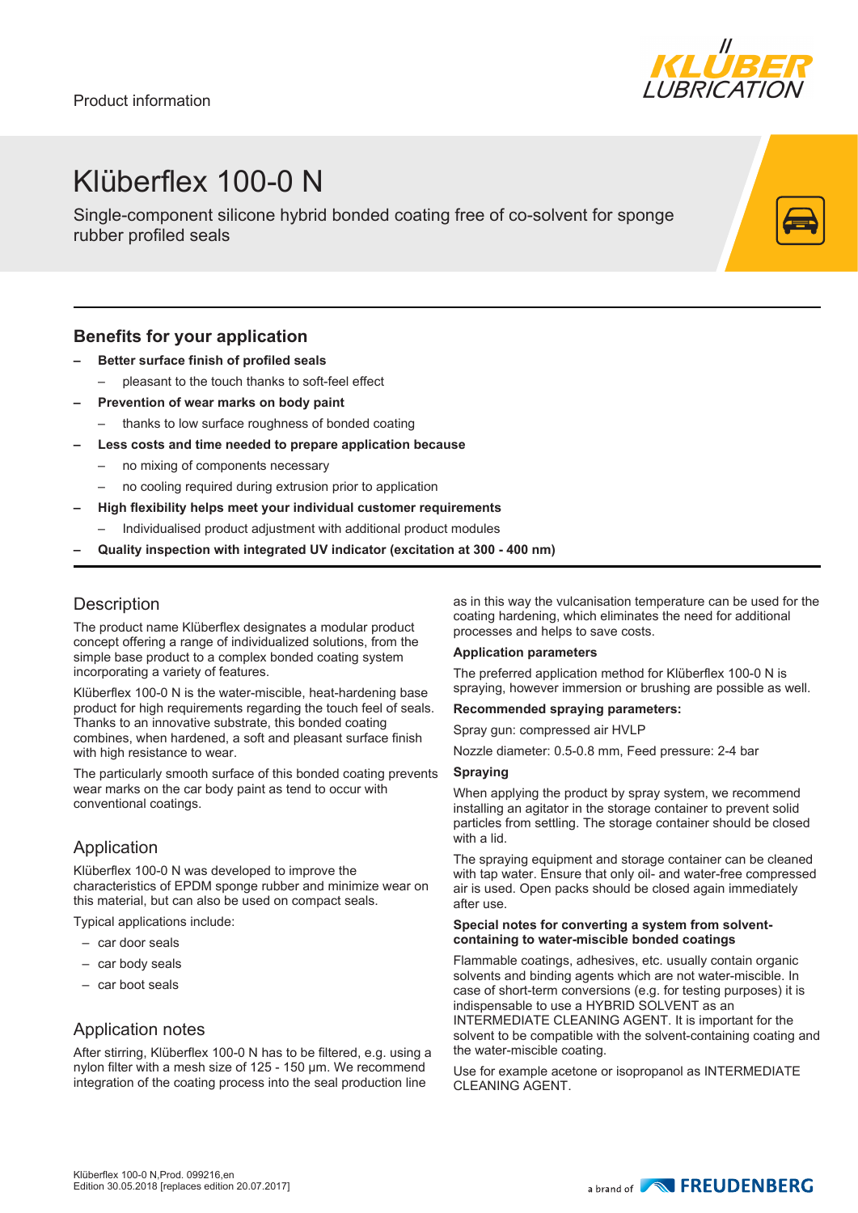Product information

# Klüberflex 100-0 N

Single-component silicone hybrid bonded coating free of co-solvent for sponge rubber profiled seals

## Benefits for your application

- **Better surface finish of profiled seals**
  - pleasant to the touch thanks to soft-feel effect
- **Prevention of wear marks on body paint**
  - thanks to low surface roughness of bonded coating
- **Less costs and time needed to prepare application because**
  - no mixing of components necessary
  - no cooling required during extrusion prior to application
- **High flexibility helps meet your individual customer requirements**
  - Individualised product adjustment with additional product modules
- **Quality inspection with integrated UV indicator (excitation at 300 - 400 nm)**

## Description

The product name Klüberflex designates a modular product concept offering a range of individualized solutions, from the simple base product to a complex bonded coating system incorporating a variety of features.

Klüberflex 100-0 N is the water-miscible, heat-hardening base product for high requirements regarding the touch feel of seals. Thanks to an innovative substrate, this bonded coating combines, when hardened, a soft and pleasant surface finish with high resistance to wear.

The particularly smooth surface of this bonded coating prevents wear marks on the car body paint as tend to occur with conventional coatings.

## Application

Klüberflex 100-0 N was developed to improve the characteristics of EPDM sponge rubber and minimize wear on this material, but can also be used on compact seals.

Typical applications include:

- car door seals
- car body seals
- car boot seals

## Application notes

After stirring, Klüberflex 100-0 N has to be filtered, e.g. using a nylon filter with a mesh size of 125 - 150 µm. We recommend integration of the coating process into the seal production line as in this way the vulcanisation temperature can be used for the coating hardening, which eliminates the need for additional processes and helps to save costs.

**Application parameters**

The preferred application method for Klüberflex 100-0 N is spraying, however immersion or brushing are possible as well.

**Recommended spraying parameters:**

Spray gun: compressed air HVLP

Nozzle diameter: 0.5-0.8 mm, Feed pressure: 2-4 bar

**Spraying**

When applying the product by spray system, we recommend installing an agitator in the storage container to prevent solid particles from settling. The storage container should be closed with a lid.

The spraying equipment and storage container can be cleaned with tap water. Ensure that only oil- and water-free compressed air is used. Open packs should be closed again immediately after use.

**Special notes for converting a system from solvent-containing to water-miscible bonded coatings**

Flammable coatings, adhesives, etc. usually contain organic solvents and binding agents which are not water-miscible. In case of short-term conversions (e.g. for testing purposes) it is indispensable to use a HYBRID SOLVENT as an INTERMEDIATE CLEANING AGENT. It is important for the solvent to be compatible with the solvent-containing coating and the water-miscible coating.

Use for example acetone or isopropanol as INTERMEDIATE CLEANING AGENT.

Klüberflex 100-0 N,Prod. 099216,en
Edition 30.05.2018 [replaces edition 20.07.2017]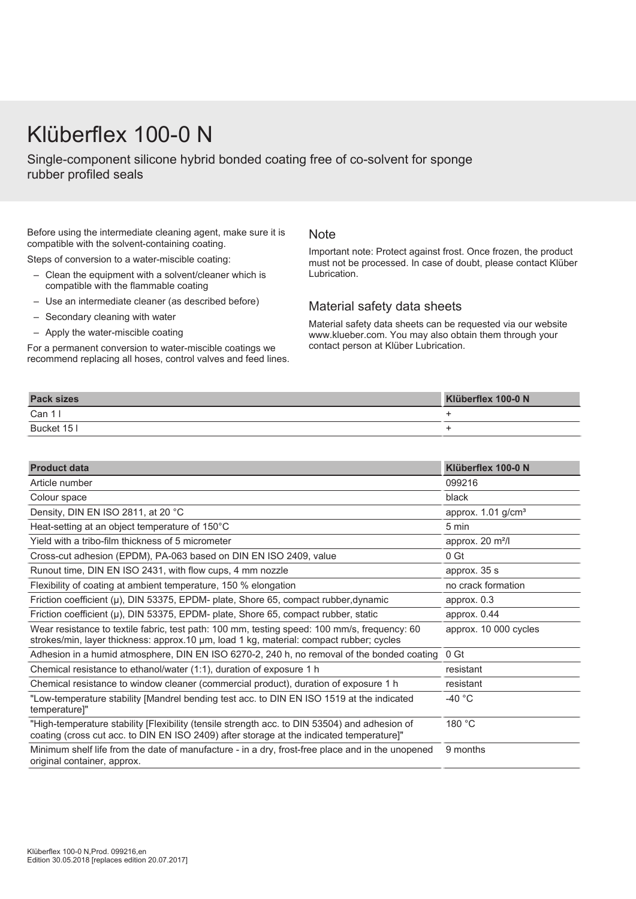# Klüberflex 100-0 N

Single-component silicone hybrid bonded coating free of co-solvent for sponge rubber profiled seals

Before using the intermediate cleaning agent, make sure it is compatible with the solvent-containing coating.

Steps of conversion to a water-miscible coating:

- Clean the equipment with a solvent/cleaner which is compatible with the flammable coating
- Use an intermediate cleaner (as described before)
- Secondary cleaning with water
- Apply the water-miscible coating

For a permanent conversion to water-miscible coatings we recommend replacing all hoses, control valves and feed lines.

## Note

Important note: Protect against frost. Once frozen, the product must not be processed. In case of doubt, please contact Klüber Lubrication.

## Material safety data sheets

Material safety data sheets can be requested via our website www.klueber.com. You may also obtain them through your contact person at Klüber Lubrication.

| Pack sizes | Klüberflex 100-0 N |
|---|---|
| Can 1 l | + |
| Bucket 15 l | + |

| Product data | Klüberflex 100-0 N |
|---|---|
| Article number | 099216 |
| Colour space | black |
| Density, DIN EN ISO 2811, at 20 °C | approx. 1.01 g/cm³ |
| Heat-setting at an object temperature of 150°C | 5 min |
| Yield with a tribo-film thickness of 5 micrometer | approx. 20 m²/l |
| Cross-cut adhesion (EPDM), PA-063 based on DIN EN ISO 2409, value | 0 Gt |
| Runout time, DIN EN ISO 2431, with flow cups, 4 mm nozzle | approx. 35 s |
| Flexibility of coating at ambient temperature, 150 % elongation | no crack formation |
| Friction coefficient (μ), DIN 53375, EPDM- plate, Shore 65, compact rubber,dynamic | approx. 0.3 |
| Friction coefficient (μ), DIN 53375, EPDM- plate, Shore 65, compact rubber, static | approx. 0.44 |
| Wear resistance to textile fabric, test path: 100 mm, testing speed: 100 mm/s, frequency: 60 strokes/min, layer thickness: approx.10 µm, load 1 kg, material: compact rubber; cycles | approx. 10 000 cycles |
| Adhesion in a humid atmosphere, DIN EN ISO 6270-2, 240 h, no removal of the bonded coating | 0 Gt |
| Chemical resistance to ethanol/water (1:1), duration of exposure 1 h | resistant |
| Chemical resistance to window cleaner (commercial product), duration of exposure 1 h | resistant |
| "Low-temperature stability [Mandrel bending test acc. to DIN EN ISO 1519 at the indicated temperature]" | -40 °C |
| "High-temperature stability [Flexibility (tensile strength acc. to DIN 53504) and adhesion of coating (cross cut acc. to DIN EN ISO 2409) after storage at the indicated temperature]" | 180 °C |
| Minimum shelf life from the date of manufacture - in a dry, frost-free place and in the unopened original container, approx. | 9 months |

Klüberflex 100-0 N,Prod. 099216,en
Edition 30.05.2018 [replaces edition 20.07.2017]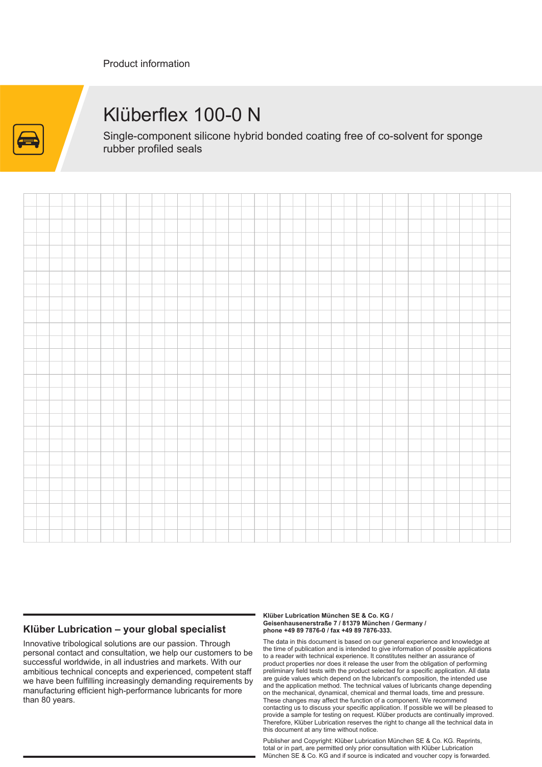Product information

# Klüberflex 100-0 N

Single-component silicone hybrid bonded coating free of co-solvent for sponge rubber profiled seals

## Klüber Lubrication – your global specialist

Innovative tribological solutions are our passion. Through personal contact and consultation, we help our customers to be successful worldwide, in all industries and markets. With our ambitious technical concepts and experienced, competent staff we have been fulfilling increasingly demanding requirements by manufacturing efficient high-performance lubricants for more than 80 years.

**Klüber Lubrication München SE & Co. KG / Geisenhausenerstraße 7 / 81379 München / Germany / phone +49 89 7876-0 / fax +49 89 7876-333.**

The data in this document is based on our general experience and knowledge at the time of publication and is intended to give information of possible applications to a reader with technical experience. It constitutes neither an assurance of product properties nor does it release the user from the obligation of performing preliminary field tests with the product selected for a specific application. All data are guide values which depend on the lubricant's composition, the intended use and the application method. The technical values of lubricants change depending on the mechanical, dynamical, chemical and thermal loads, time and pressure. These changes may affect the function of a component. We recommend contacting us to discuss your specific application. If possible we will be pleased to provide a sample for testing on request. Klüber products are continually improved. Therefore, Klüber Lubrication reserves the right to change all the technical data in this document at any time without notice.

Publisher and Copyright: Klüber Lubrication München SE & Co. KG. Reprints, total or in part, are permitted only prior consultation with Klüber Lubrication München SE & Co. KG and if source is indicated and voucher copy is forwarded.